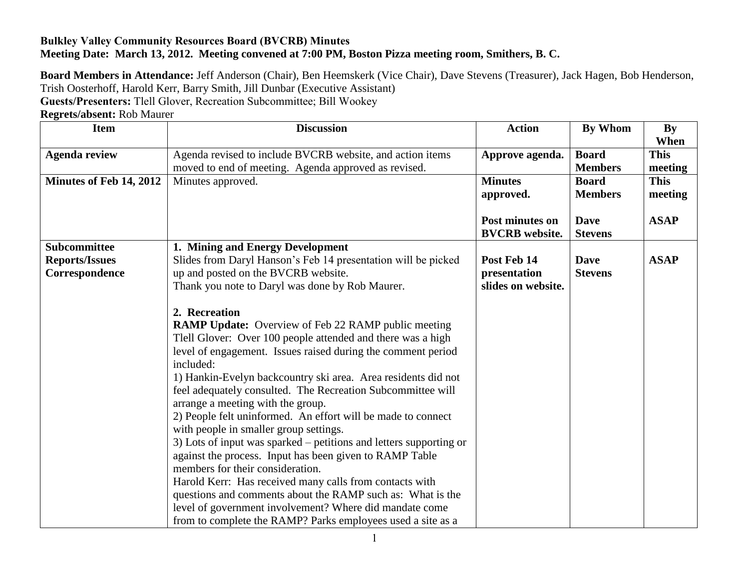**Bulkley Valley Community Resources Board (BVCRB) Minutes**
**Meeting Date: March 13, 2012. Meeting convened at 7:00 PM, Boston Pizza meeting room, Smithers, B. C.**

**Board Members in Attendance:** Jeff Anderson (Chair), Ben Heemskerk (Vice Chair), Dave Stevens (Treasurer), Jack Hagen, Bob Henderson, Trish Oosterhoff, Harold Kerr, Barry Smith, Jill Dunbar (Executive Assistant)
**Guests/Presenters:** Tlell Glover, Recreation Subcommittee; Bill Wookey
**Regrets/absent:** Rob Maurer

| Item | Discussion | Action | By Whom | By When |
|---|---|---|---|---|
| **Agenda review** | Agenda revised to include BVCRB website, and action items moved to end of meeting. Agenda approved as revised. | **Approve agenda.** | **Board Members** | **This meeting** |
| **Minutes of Feb 14, 2012** | Minutes approved. | **Minutes approved.**<br><br>**Post minutes on BVCRB website.** | **Board Members**<br><br>**Dave Stevens** | **This meeting**<br><br>**ASAP** |
| **Subcommittee Reports/Issues Correspondence** | **1. Mining and Energy Development**<br>Slides from Daryl Hanson's Feb 14 presentation will be picked up and posted on the BVCRB website.<br>Thank you note to Daryl was done by Rob Maurer.<br><br>**2. Recreation**<br>**RAMP Update:** Overview of Feb 22 RAMP public meeting<br>Tlell Glover: Over 100 people attended and there was a high level of engagement. Issues raised during the comment period included:<br>1) Hankin-Evelyn backcountry ski area. Area residents did not feel adequately consulted. The Recreation Subcommittee will arrange a meeting with the group.<br>2) People felt uninformed. An effort will be made to connect with people in smaller group settings.<br>3) Lots of input was sparked – petitions and letters supporting or against the process. Input has been given to RAMP Table members for their consideration.<br>Harold Kerr: Has received many calls from contacts with questions and comments about the RAMP such as: What is the level of government involvement? Where did mandate come from to complete the RAMP? Parks employees used a site as a | **Post Feb 14 presentation slides on website.** | **Dave Stevens** | **ASAP** |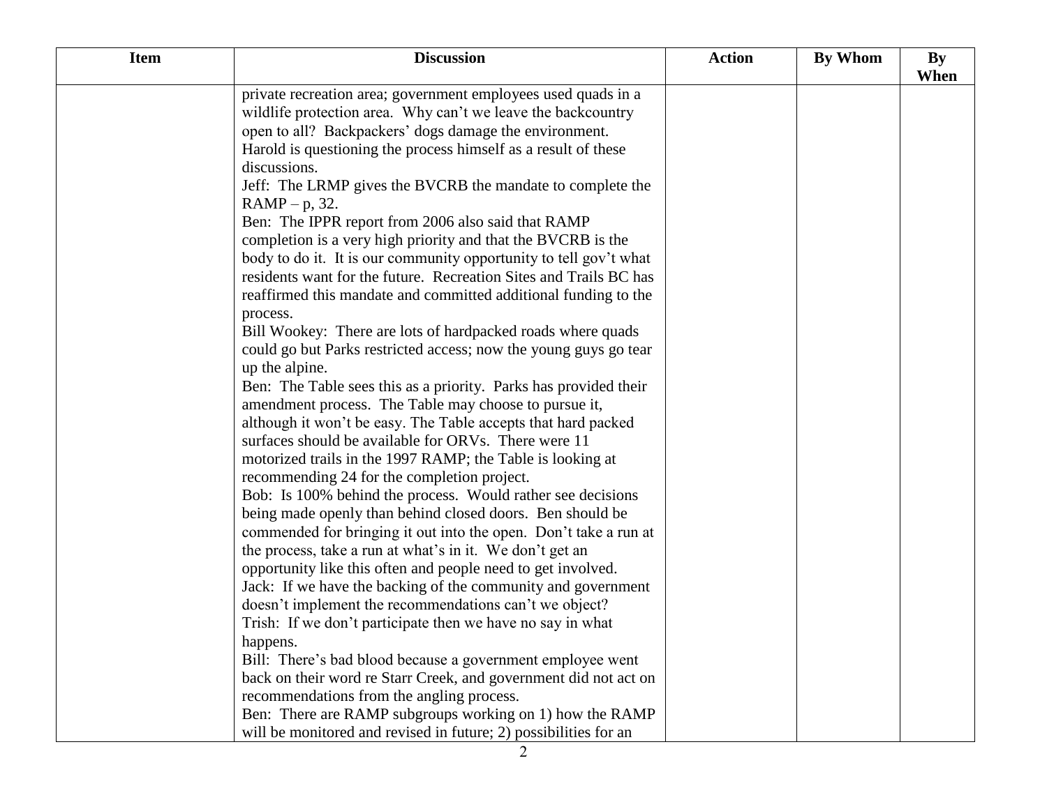| Item | Discussion | Action | By Whom | By When |
|---|---|---|---|---|
| | private recreation area; government employees used quads in a wildlife protection area. Why can't we leave the backcountry open to all? Backpackers' dogs damage the environment. Harold is questioning the process himself as a result of these discussions.<br>Jeff: The LRMP gives the BVCRB the mandate to complete the RAMP – p, 32.<br>Ben: The IPPR report from 2006 also said that RAMP completion is a very high priority and that the BVCRB is the body to do it. It is our community opportunity to tell gov't what residents want for the future. Recreation Sites and Trails BC has reaffirmed this mandate and committed additional funding to the process.<br>Bill Wookey: There are lots of hardpacked roads where quads could go but Parks restricted access; now the young guys go tear up the alpine.<br>Ben: The Table sees this as a priority. Parks has provided their amendment process. The Table may choose to pursue it, although it won't be easy. The Table accepts that hard packed surfaces should be available for ORVs. There were 11 motorized trails in the 1997 RAMP; the Table is looking at recommending 24 for the completion project.<br>Bob: Is 100% behind the process. Would rather see decisions being made openly than behind closed doors. Ben should be commended for bringing it out into the open. Don't take a run at the process, take a run at what's in it. We don't get an opportunity like this often and people need to get involved.<br>Jack: If we have the backing of the community and government doesn't implement the recommendations can't we object?<br>Trish: If we don't participate then we have no say in what happens.<br>Bill: There's bad blood because a government employee went back on their word re Starr Creek, and government did not act on recommendations from the angling process.<br>Ben: There are RAMP subgroups working on 1) how the RAMP will be monitored and revised in future; 2) possibilities for an | | | |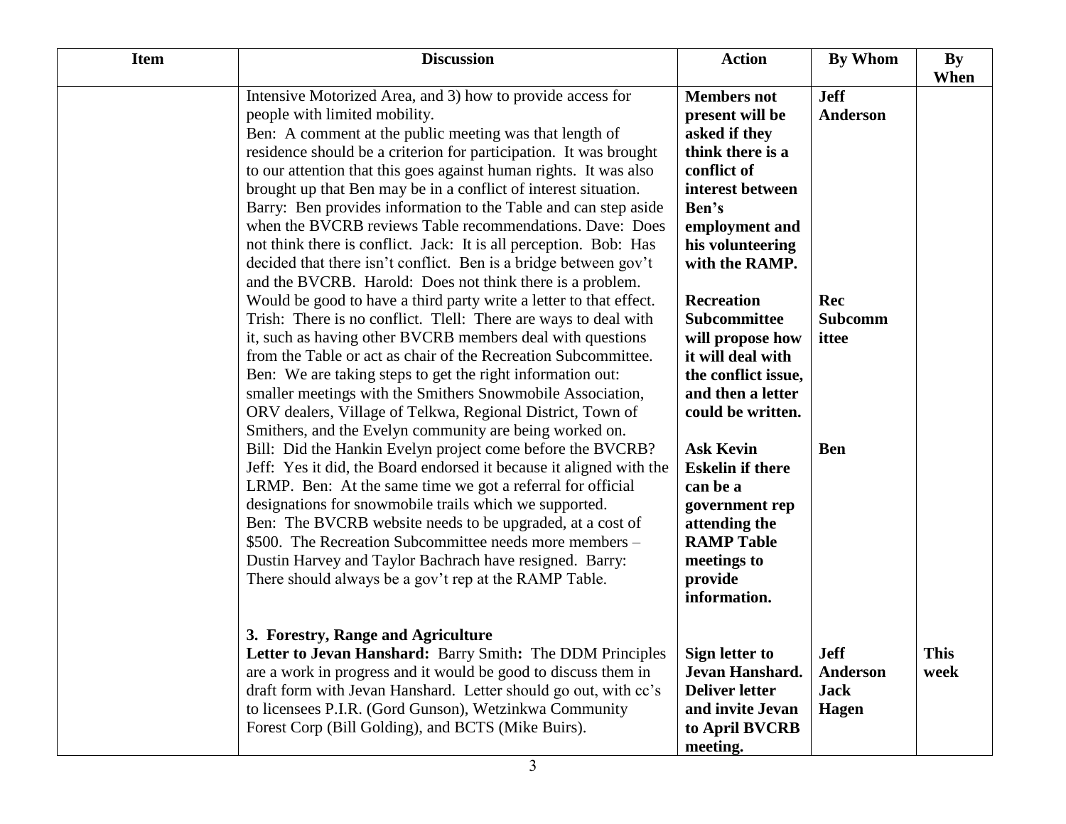| Item | Discussion | Action | By Whom | By When |
|---|---|---|---|---|
| | Intensive Motorized Area, and 3) how to provide access for people with limited mobility.<br>Ben: A comment at the public meeting was that length of residence should be a criterion for participation. It was brought to our attention that this goes against human rights. It was also brought up that Ben may be in a conflict of interest situation. Barry: Ben provides information to the Table and can step aside when the BVCRB reviews Table recommendations. Dave: Does not think there is conflict. Jack: It is all perception. Bob: Has decided that there isn't conflict. Ben is a bridge between gov't and the BVCRB. Harold: Does not think there is a problem. Would be good to have a third party write a letter to that effect. Trish: There is no conflict. Tlell: There are ways to deal with it, such as having other BVCRB members deal with questions from the Table or act as chair of the Recreation Subcommittee.<br>Ben: We are taking steps to get the right information out: smaller meetings with the Smithers Snowmobile Association, ORV dealers, Village of Telkwa, Regional District, Town of Smithers, and the Evelyn community are being worked on.<br>Bill: Did the Hankin Evelyn project come before the BVCRB? Jeff: Yes it did, the Board endorsed it because it aligned with the LRMP. Ben: At the same time we got a referral for official designations for snowmobile trails which we supported.<br>Ben: The BVCRB website needs to be upgraded, at a cost of $500. The Recreation Subcommittee needs more members – Dustin Harvey and Taylor Bachrach have resigned. Barry: There should always be a gov't rep at the RAMP Table. | **Members not present will be asked if they think there is a conflict of interest between Ben's employment and his volunteering with the RAMP.**<br><br>**Recreation Subcommittee will propose how it will deal with the conflict issue, and then a letter could be written.**<br><br>**Ask Kevin Eskelin if there can be a government rep attending the RAMP Table meetings to provide information.** | **Jeff Anderson**<br><br>**Rec Subcommittee**<br><br>**Ben** | |
| | **3. Forestry, Range and Agriculture**<br>**Letter to Jevan Hanshard:** Barry Smith**:** The DDM Principles are a work in progress and it would be good to discuss them in draft form with Jevan Hanshard. Letter should go out, with cc's to licensees P.I.R. (Gord Gunson), Wetzinkwa Community Forest Corp (Bill Golding), and BCTS (Mike Buirs). | **Sign letter to Jevan Hanshard. Deliver letter and invite Jevan to April BVCRB meeting.** | **Jeff Anderson**<br>**Jack Hagen** | **This week** |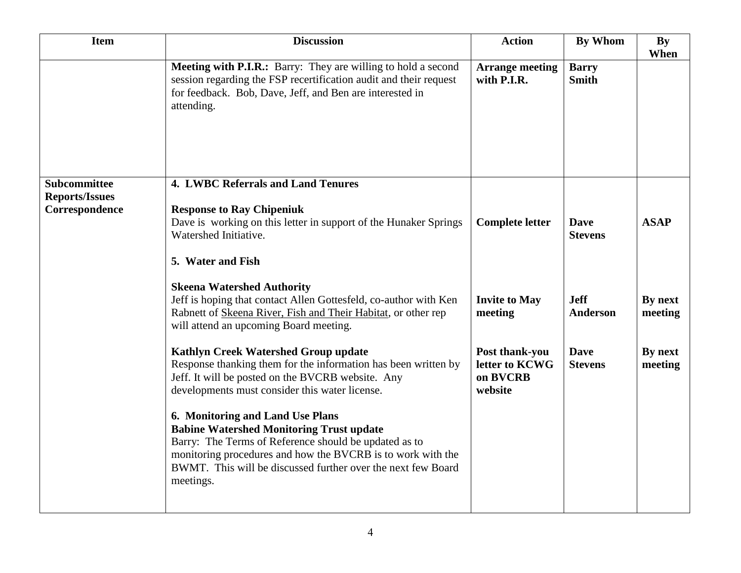| Item | Discussion | Action | By Whom | By When |
|---|---|---|---|---|
| | **Meeting with P.I.R.:** Barry: They are willing to hold a second session regarding the FSP recertification audit and their request for feedback. Bob, Dave, Jeff, and Ben are interested in attending. | **Arrange meeting with P.I.R.** | **Barry Smith** | |
| **Subcommittee Reports/Issues Correspondence** | **4. LWBC Referrals and Land Tenures** | | | |
| | **Response to Ray Chipeniuk**<br>Dave is working on this letter in support of the Hunaker Springs Watershed Initiative. | **Complete letter** | **Dave Stevens** | **ASAP** |
| | **5. Water and Fish** | | | |
| | **Skeena Watershed Authority**<br>Jeff is hoping that contact Allen Gottesfeld, co-author with Ken Rabnett of Skeena River, Fish and Their Habitat, or other rep will attend an upcoming Board meeting. | **Invite to May meeting** | **Jeff Anderson** | **By next meeting** |
| | **Kathlyn Creek Watershed Group update**<br>Response thanking them for the information has been written by Jeff. It will be posted on the BVCRB website. Any developments must consider this water license. | **Post thank-you letter to KCWG on BVCRB website** | **Dave Stevens** | **By next meeting** |
| | **6. Monitoring and Land Use Plans**<br>**Babine Watershed Monitoring Trust update**<br>Barry: The Terms of Reference should be updated as to monitoring procedures and how the BVCRB is to work with the BWMT. This will be discussed further over the next few Board meetings. | | | |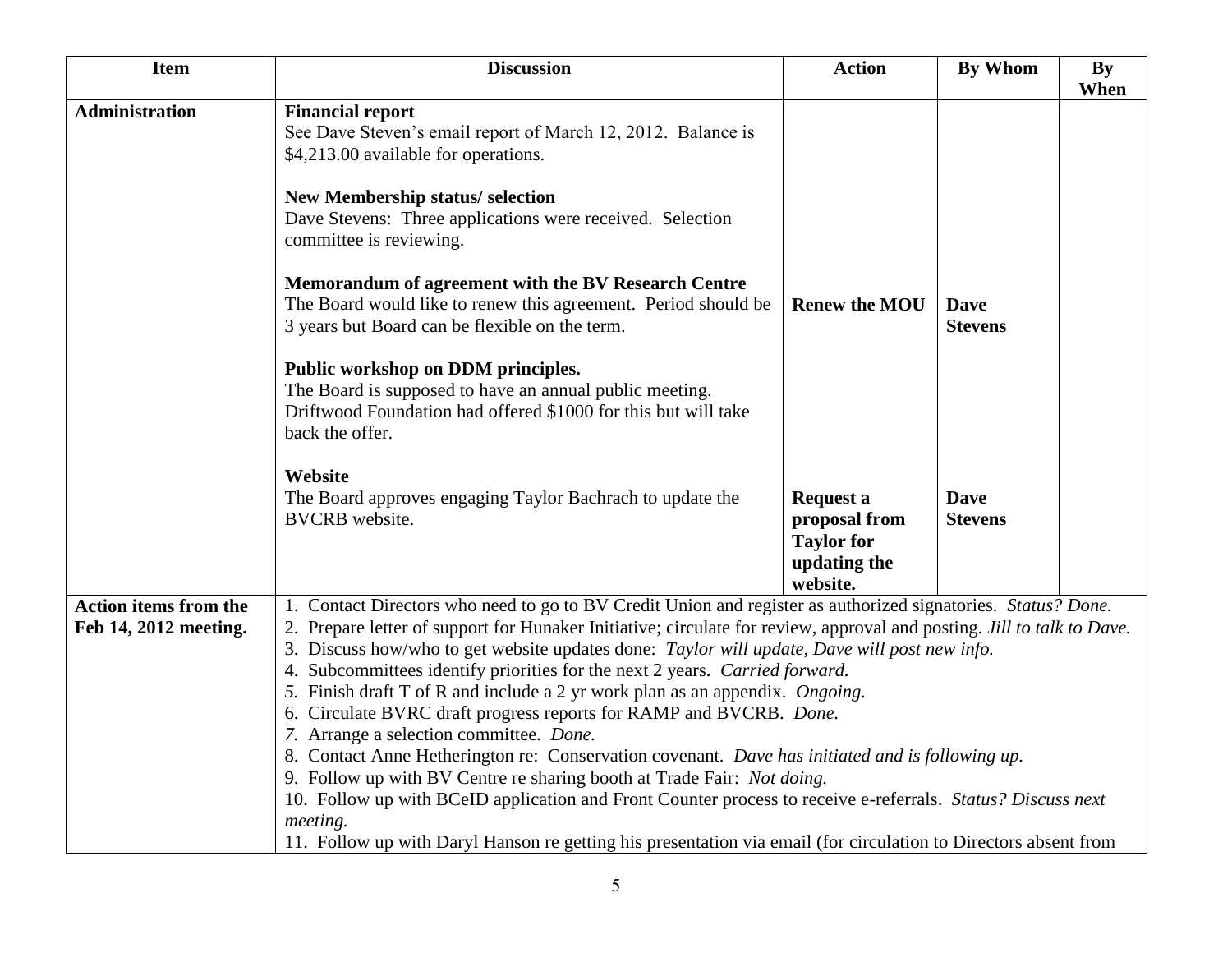| Item | Discussion | Action | By Whom | By When |
|---|---|---|---|---|
| **Administration** | **Financial report**<br>See Dave Steven's email report of March 12, 2012. Balance is $4,213.00 available for operations.<br><br>**New Membership status/ selection**<br>Dave Stevens: Three applications were received. Selection committee is reviewing.<br><br>**Memorandum of agreement with the BV Research Centre**<br>The Board would like to renew this agreement. Period should be 3 years but Board can be flexible on the term.<br><br>**Public workshop on DDM principles.**<br>The Board is supposed to have an annual public meeting. Driftwood Foundation had offered $1000 for this but will take back the offer.<br><br>**Website**<br>The Board approves engaging Taylor Bachrach to update the BVCRB website. | **Renew the MOU**<br><br>**Request a proposal from Taylor for updating the website.** | **Dave Stevens**<br><br>**Dave Stevens** | |
| **Action items from the Feb 14, 2012 meeting.** | 1. Contact Directors who need to go to BV Credit Union and register as authorized signatories. *Status? Done.*<br>2. Prepare letter of support for Hunaker Initiative; circulate for review, approval and posting. *Jill to talk to Dave.*<br>3. Discuss how/who to get website updates done: *Taylor will update, Dave will post new info.*<br>4. Subcommittees identify priorities for the next 2 years. *Carried forward.*<br>5. Finish draft T of R and include a 2 yr work plan as an appendix. *Ongoing.*<br>6. Circulate BVRC draft progress reports for RAMP and BVCRB. *Done.*<br>7. Arrange a selection committee. *Done.*<br>8. Contact Anne Hetherington re: Conservation covenant. *Dave has initiated and is following up.*<br>9. Follow up with BV Centre re sharing booth at Trade Fair: *Not doing.*<br>10. Follow up with BCeID application and Front Counter process to receive e-referrals. *Status? Discuss next meeting.*<br>11. Follow up with Daryl Hanson re getting his presentation via email (for circulation to Directors absent from | | | |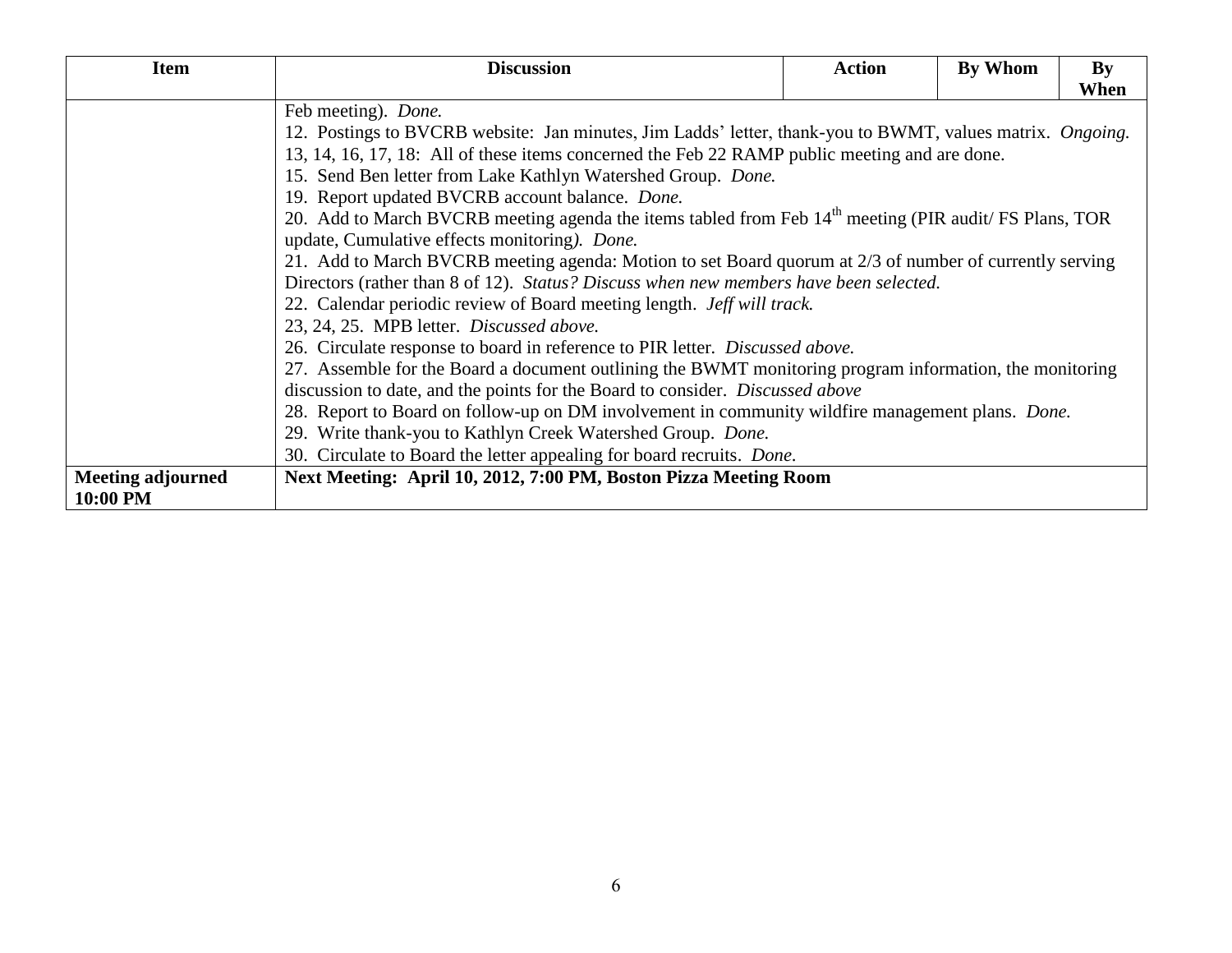| Item | Discussion | Action | By Whom | By When |
|---|---|---|---|---|
| | Feb meeting). *Done.*<br>12. Postings to BVCRB website: Jan minutes, Jim Ladds' letter, thank-you to BWMT, values matrix. *Ongoing.*<br>13, 14, 16, 17, 18: All of these items concerned the Feb 22 RAMP public meeting and are done.<br>15. Send Ben letter from Lake Kathlyn Watershed Group. *Done.*<br>19. Report updated BVCRB account balance. *Done.*<br>20. Add to March BVCRB meeting agenda the items tabled from Feb 14th meeting (PIR audit/ FS Plans, TOR update, Cumulative effects monitoring*). Done.*<br>21. Add to March BVCRB meeting agenda: Motion to set Board quorum at 2/3 of number of currently serving Directors (rather than 8 of 12). *Status? Discuss when new members have been selected.*<br>22. Calendar periodic review of Board meeting length. *Jeff will track.*<br>23, 24, 25. MPB letter. *Discussed above.*<br>26. Circulate response to board in reference to PIR letter. *Discussed above.*<br>27. Assemble for the Board a document outlining the BWMT monitoring program information, the monitoring discussion to date, and the points for the Board to consider. *Discussed above*<br>28. Report to Board on follow-up on DM involvement in community wildfire management plans. *Done.*<br>29. Write thank-you to Kathlyn Creek Watershed Group. *Done.*<br>30. Circulate to Board the letter appealing for board recruits. *Done.* | | | |
| **Meeting adjourned 10:00 PM** | **Next Meeting: April 10, 2012, 7:00 PM, Boston Pizza Meeting Room** | | | |